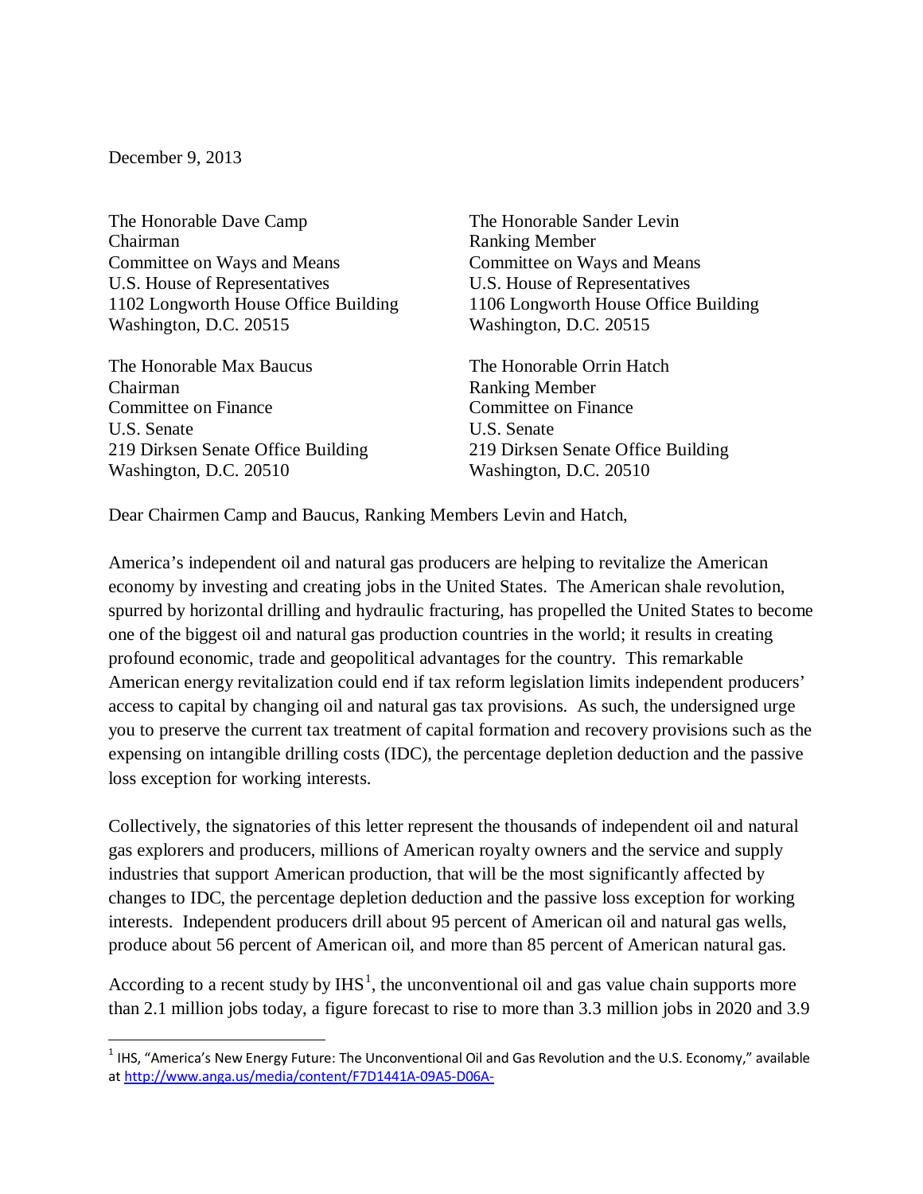December 9, 2013

The Honorable Dave Camp
Chairman
Committee on Ways and Means
U.S. House of Representatives
1102 Longworth House Office Building
Washington, D.C. 20515

The Honorable Sander Levin
Ranking Member
Committee on Ways and Means
U.S. House of Representatives
1106 Longworth House Office Building
Washington, D.C. 20515

The Honorable Max Baucus
Chairman
Committee on Finance
U.S. Senate
219 Dirksen Senate Office Building
Washington, D.C. 20510

The Honorable Orrin Hatch
Ranking Member
Committee on Finance
U.S. Senate
219 Dirksen Senate Office Building
Washington, D.C. 20510

Dear Chairmen Camp and Baucus, Ranking Members Levin and Hatch,

America's independent oil and natural gas producers are helping to revitalize the American economy by investing and creating jobs in the United States. The American shale revolution, spurred by horizontal drilling and hydraulic fracturing, has propelled the United States to become one of the biggest oil and natural gas production countries in the world; it results in creating profound economic, trade and geopolitical advantages for the country. This remarkable American energy revitalization could end if tax reform legislation limits independent producers' access to capital by changing oil and natural gas tax provisions. As such, the undersigned urge you to preserve the current tax treatment of capital formation and recovery provisions such as the expensing on intangible drilling costs (IDC), the percentage depletion deduction and the passive loss exception for working interests.

Collectively, the signatories of this letter represent the thousands of independent oil and natural gas explorers and producers, millions of American royalty owners and the service and supply industries that support American production, that will be the most significantly affected by changes to IDC, the percentage depletion deduction and the passive loss exception for working interests. Independent producers drill about 95 percent of American oil and natural gas wells, produce about 56 percent of American oil, and more than 85 percent of American natural gas.

According to a recent study by IHS[1], the unconventional oil and gas value chain supports more than 2.1 million jobs today, a figure forecast to rise to more than 3.3 million jobs in 2020 and 3.9

---

[1] IHS, "America's New Energy Future: The Unconventional Oil and Gas Revolution and the U.S. Economy," available at http://www.anga.us/media/content/F7D1441A-09A5-D06A-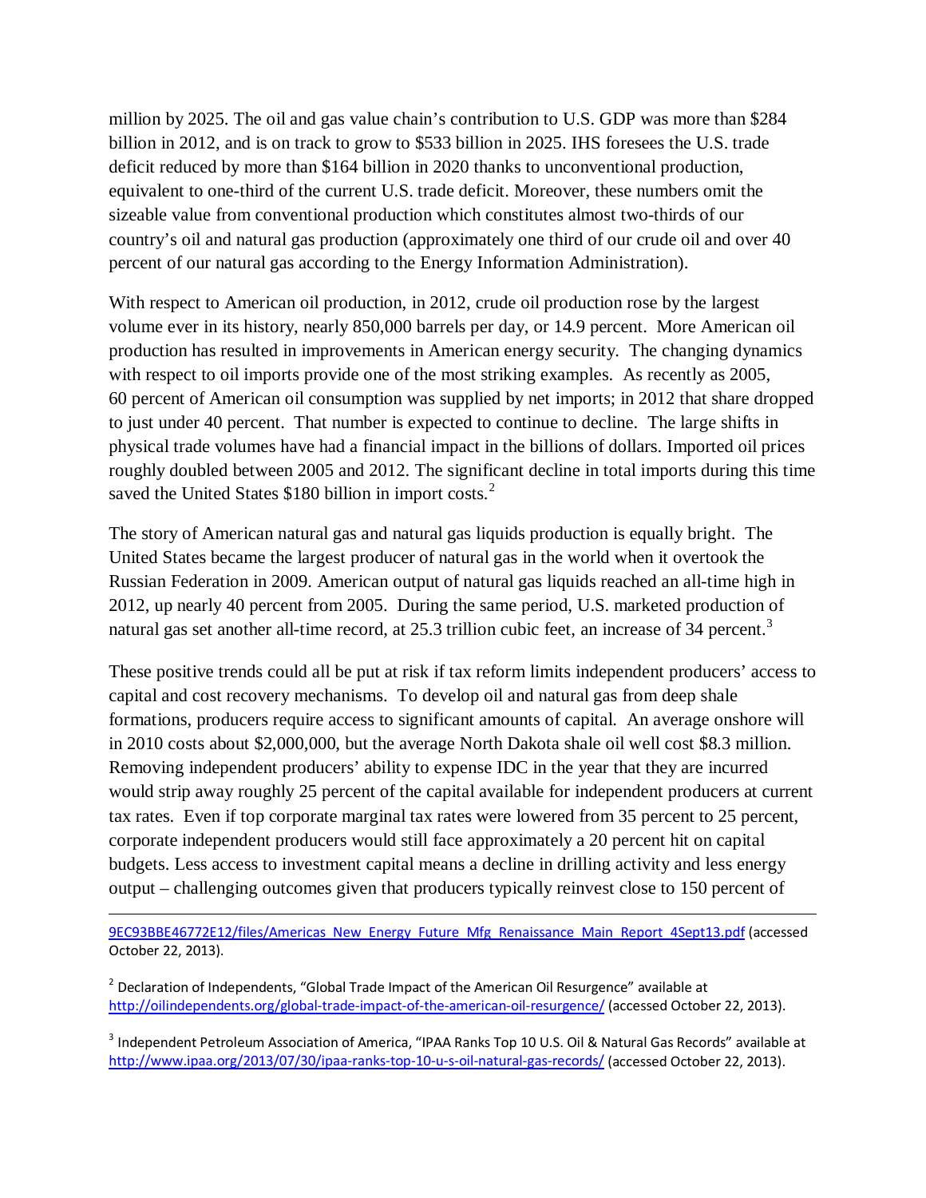million by 2025. The oil and gas value chain's contribution to U.S. GDP was more than $284 billion in 2012, and is on track to grow to $533 billion in 2025. IHS foresees the U.S. trade deficit reduced by more than $164 billion in 2020 thanks to unconventional production, equivalent to one-third of the current U.S. trade deficit. Moreover, these numbers omit the sizeable value from conventional production which constitutes almost two-thirds of our country's oil and natural gas production (approximately one third of our crude oil and over 40 percent of our natural gas according to the Energy Information Administration).

With respect to American oil production, in 2012, crude oil production rose by the largest volume ever in its history, nearly 850,000 barrels per day, or 14.9 percent. More American oil production has resulted in improvements in American energy security. The changing dynamics with respect to oil imports provide one of the most striking examples. As recently as 2005, 60 percent of American oil consumption was supplied by net imports; in 2012 that share dropped to just under 40 percent. That number is expected to continue to decline. The large shifts in physical trade volumes have had a financial impact in the billions of dollars. Imported oil prices roughly doubled between 2005 and 2012. The significant decline in total imports during this time saved the United States $180 billion in import costs.[2]

The story of American natural gas and natural gas liquids production is equally bright. The United States became the largest producer of natural gas in the world when it overtook the Russian Federation in 2009. American output of natural gas liquids reached an all-time high in 2012, up nearly 40 percent from 2005. During the same period, U.S. marketed production of natural gas set another all-time record, at 25.3 trillion cubic feet, an increase of 34 percent.[3]

These positive trends could all be put at risk if tax reform limits independent producers' access to capital and cost recovery mechanisms. To develop oil and natural gas from deep shale formations, producers require access to significant amounts of capital. An average onshore will in 2010 costs about $2,000,000, but the average North Dakota shale oil well cost $8.3 million. Removing independent producers' ability to expense IDC in the year that they are incurred would strip away roughly 25 percent of the capital available for independent producers at current tax rates. Even if top corporate marginal tax rates were lowered from 35 percent to 25 percent, corporate independent producers would still face approximately a 20 percent hit on capital budgets. Less access to investment capital means a decline in drilling activity and less energy output – challenging outcomes given that producers typically reinvest close to 150 percent of

---

9EC93BBE46772E12/files/Americas_New_Energy_Future_Mfg_Renaissance_Main_Report_4Sept13.pdf (accessed October 22, 2013).

[2] Declaration of Independents, "Global Trade Impact of the American Oil Resurgence" available at http://oilindependents.org/global-trade-impact-of-the-american-oil-resurgence/ (accessed October 22, 2013).

[3] Independent Petroleum Association of America, "IPAA Ranks Top 10 U.S. Oil & Natural Gas Records" available at http://www.ipaa.org/2013/07/30/ipaa-ranks-top-10-u-s-oil-natural-gas-records/ (accessed October 22, 2013).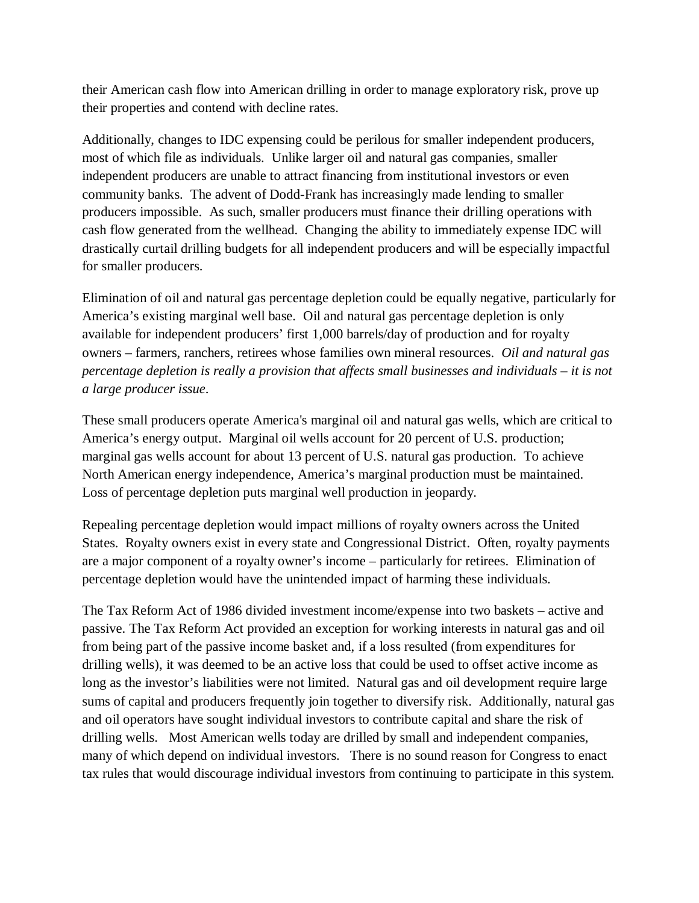their American cash flow into American drilling in order to manage exploratory risk, prove up their properties and contend with decline rates.

Additionally, changes to IDC expensing could be perilous for smaller independent producers, most of which file as individuals. Unlike larger oil and natural gas companies, smaller independent producers are unable to attract financing from institutional investors or even community banks. The advent of Dodd-Frank has increasingly made lending to smaller producers impossible. As such, smaller producers must finance their drilling operations with cash flow generated from the wellhead. Changing the ability to immediately expense IDC will drastically curtail drilling budgets for all independent producers and will be especially impactful for smaller producers.

Elimination of oil and natural gas percentage depletion could be equally negative, particularly for America's existing marginal well base. Oil and natural gas percentage depletion is only available for independent producers' first 1,000 barrels/day of production and for royalty owners – farmers, ranchers, retirees whose families own mineral resources. *Oil and natural gas percentage depletion is really a provision that affects small businesses and individuals – it is not a large producer issue*.

These small producers operate America's marginal oil and natural gas wells, which are critical to America's energy output. Marginal oil wells account for 20 percent of U.S. production; marginal gas wells account for about 13 percent of U.S. natural gas production. To achieve North American energy independence, America's marginal production must be maintained. Loss of percentage depletion puts marginal well production in jeopardy.

Repealing percentage depletion would impact millions of royalty owners across the United States. Royalty owners exist in every state and Congressional District. Often, royalty payments are a major component of a royalty owner's income – particularly for retirees. Elimination of percentage depletion would have the unintended impact of harming these individuals.

The Tax Reform Act of 1986 divided investment income/expense into two baskets – active and passive. The Tax Reform Act provided an exception for working interests in natural gas and oil from being part of the passive income basket and, if a loss resulted (from expenditures for drilling wells), it was deemed to be an active loss that could be used to offset active income as long as the investor's liabilities were not limited. Natural gas and oil development require large sums of capital and producers frequently join together to diversify risk. Additionally, natural gas and oil operators have sought individual investors to contribute capital and share the risk of drilling wells. Most American wells today are drilled by small and independent companies, many of which depend on individual investors. There is no sound reason for Congress to enact tax rules that would discourage individual investors from continuing to participate in this system.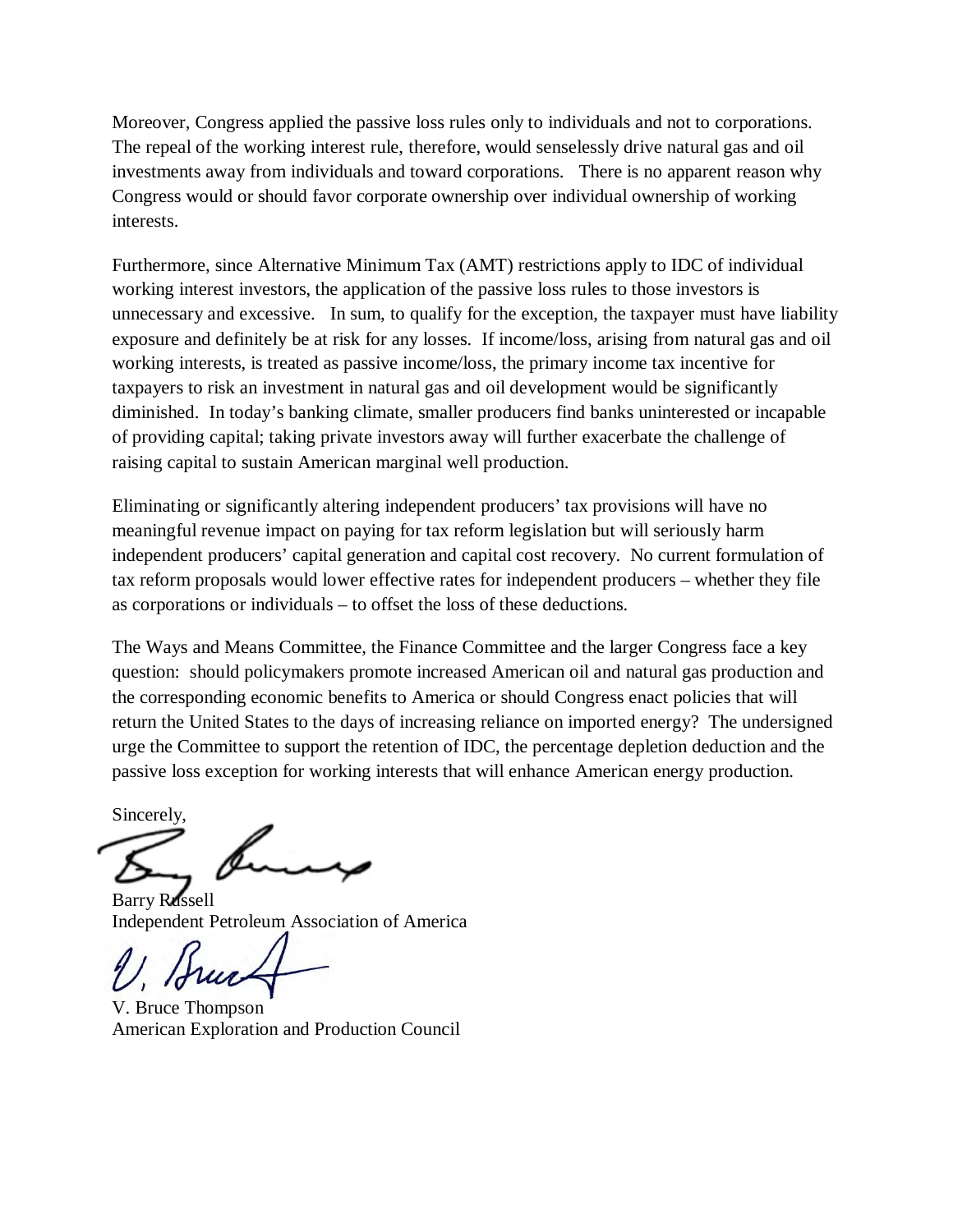Moreover, Congress applied the passive loss rules only to individuals and not to corporations. The repeal of the working interest rule, therefore, would senselessly drive natural gas and oil investments away from individuals and toward corporations. There is no apparent reason why Congress would or should favor corporate ownership over individual ownership of working interests.

Furthermore, since Alternative Minimum Tax (AMT) restrictions apply to IDC of individual working interest investors, the application of the passive loss rules to those investors is unnecessary and excessive. In sum, to qualify for the exception, the taxpayer must have liability exposure and definitely be at risk for any losses. If income/loss, arising from natural gas and oil working interests, is treated as passive income/loss, the primary income tax incentive for taxpayers to risk an investment in natural gas and oil development would be significantly diminished. In today's banking climate, smaller producers find banks uninterested or incapable of providing capital; taking private investors away will further exacerbate the challenge of raising capital to sustain American marginal well production.

Eliminating or significantly altering independent producers' tax provisions will have no meaningful revenue impact on paying for tax reform legislation but will seriously harm independent producers' capital generation and capital cost recovery. No current formulation of tax reform proposals would lower effective rates for independent producers – whether they file as corporations or individuals – to offset the loss of these deductions.

The Ways and Means Committee, the Finance Committee and the larger Congress face a key question: should policymakers promote increased American oil and natural gas production and the corresponding economic benefits to America or should Congress enact policies that will return the United States to the days of increasing reliance on imported energy? The undersigned urge the Committee to support the retention of IDC, the percentage depletion deduction and the passive loss exception for working interests that will enhance American energy production.

Sincerely,

Barry Russell
Independent Petroleum Association of America

V. Bruce Thompson
American Exploration and Production Council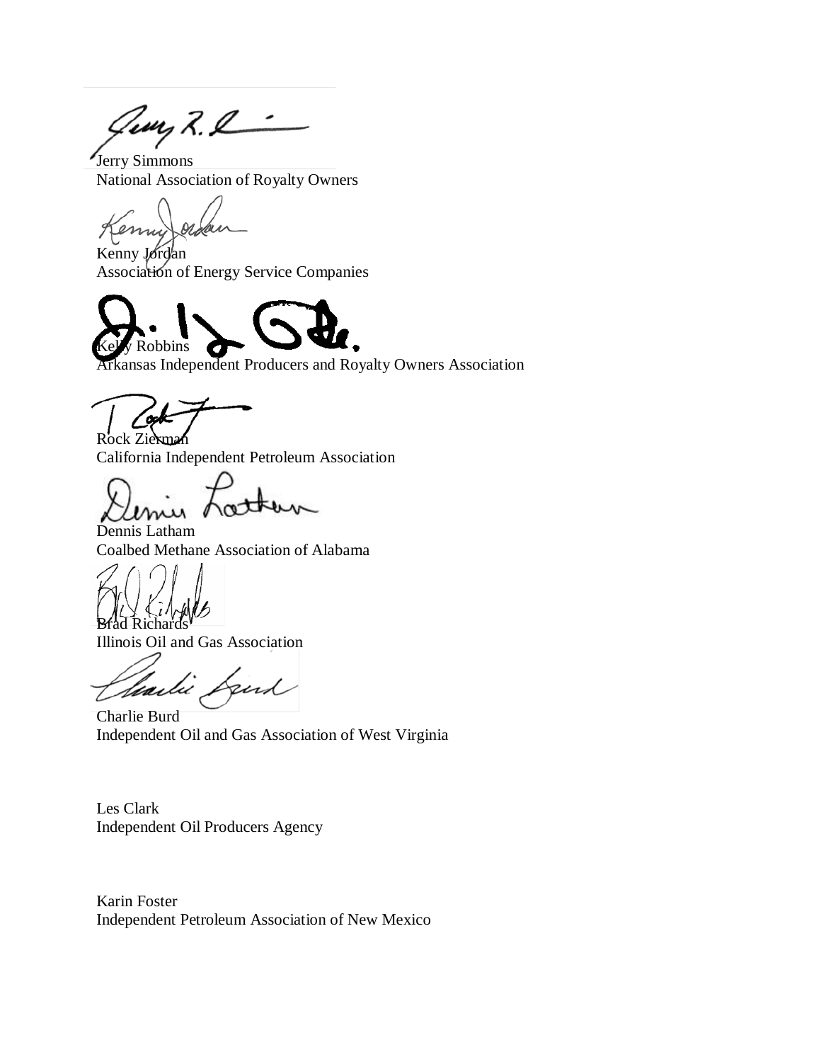Jerry Simmons
National Association of Royalty Owners

Kenny Jordan
Association of Energy Service Companies

Kelly Robbins
Arkansas Independent Producers and Royalty Owners Association

Rock Zierman
California Independent Petroleum Association

Dennis Latham
Coalbed Methane Association of Alabama

Brad Richards
Illinois Oil and Gas Association

Charlie Burd
Independent Oil and Gas Association of West Virginia

Les Clark
Independent Oil Producers Agency

Karin Foster
Independent Petroleum Association of New Mexico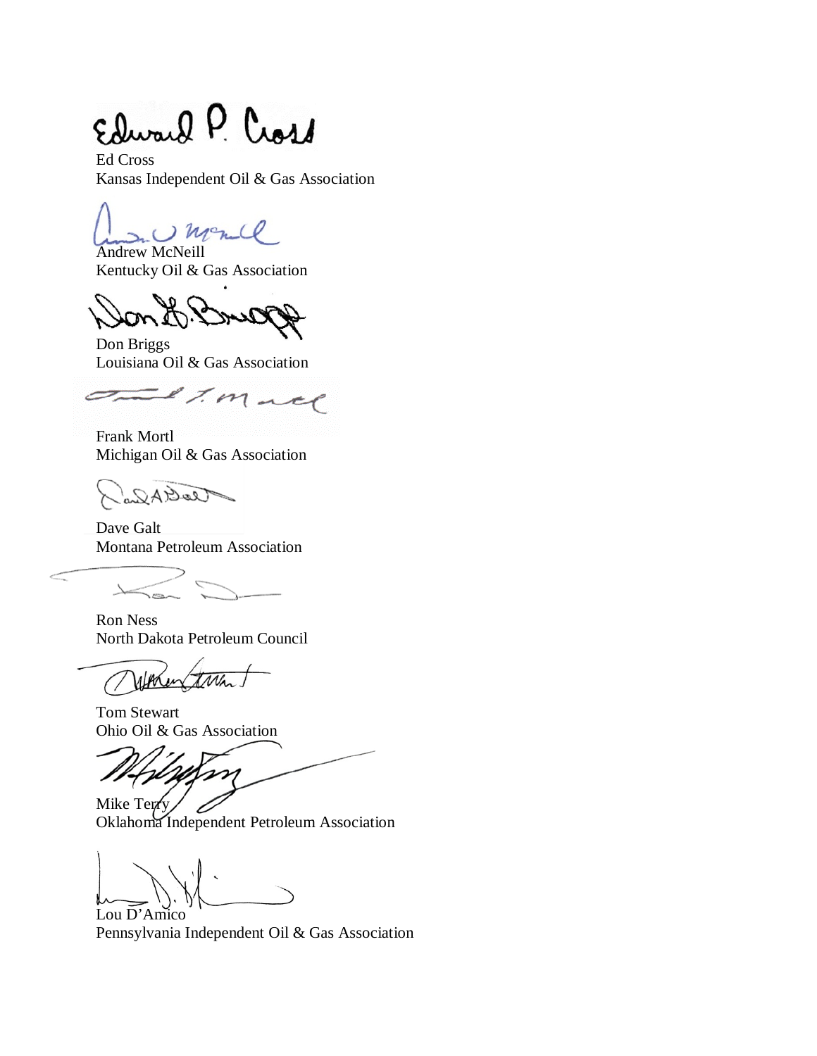Ed Cross
Kansas Independent Oil & Gas Association

Andrew McNeill
Kentucky Oil & Gas Association

Don Briggs
Louisiana Oil & Gas Association

Frank Mortl
Michigan Oil & Gas Association

Dave Galt
Montana Petroleum Association

Ron Ness
North Dakota Petroleum Council

Tom Stewart
Ohio Oil & Gas Association

Mike Terry
Oklahoma Independent Petroleum Association

Lou D'Amico
Pennsylvania Independent Oil & Gas Association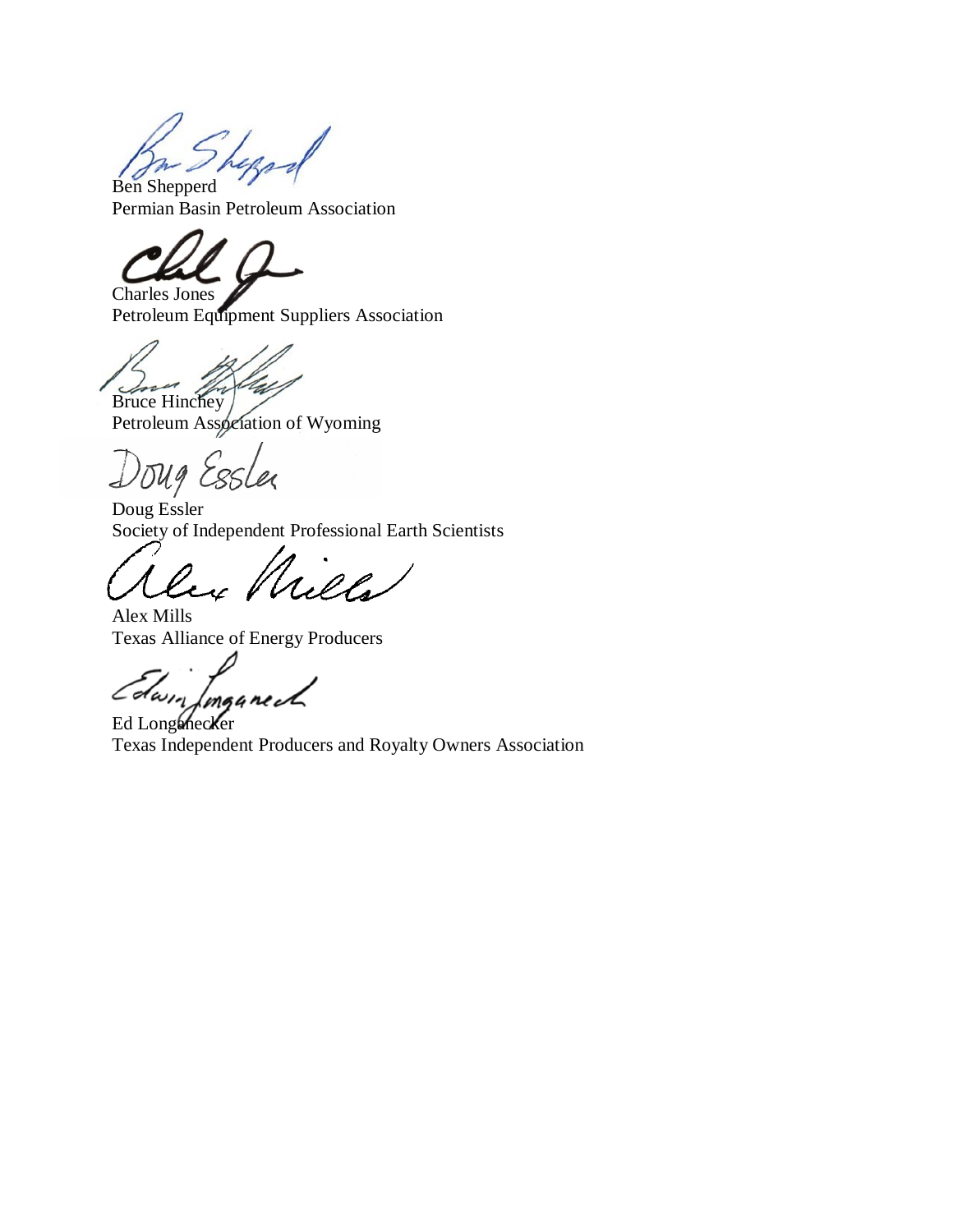Ben Shepperd
Permian Basin Petroleum Association

Charles Jones
Petroleum Equipment Suppliers Association

Bruce Hinchey
Petroleum Association of Wyoming

Doug Essler
Society of Independent Professional Earth Scientists

Alex Mills
Texas Alliance of Energy Producers

Ed Longanecker
Texas Independent Producers and Royalty Owners Association